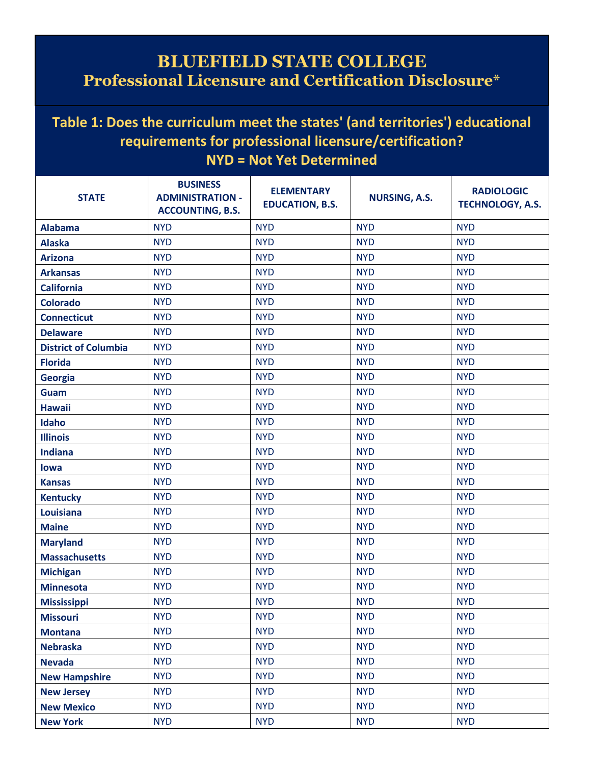# BLUEFIELD STATE COLLEGE
## Professional Licensure and Certification Disclosure*

### Table 1: Does the curriculum meet the states' (and territories') educational requirements for professional licensure/certification?
### NYD = Not Yet Determined

| STATE | BUSINESS ADMINISTRATION - ACCOUNTING, B.S. | ELEMENTARY EDUCATION, B.S. | NURSING, A.S. | RADIOLOGIC TECHNOLOGY, A.S. |
|---|---|---|---|---|
| **Alabama** | NYD | NYD | NYD | NYD |
| **Alaska** | NYD | NYD | NYD | NYD |
| **Arizona** | NYD | NYD | NYD | NYD |
| **Arkansas** | NYD | NYD | NYD | NYD |
| **California** | NYD | NYD | NYD | NYD |
| **Colorado** | NYD | NYD | NYD | NYD |
| **Connecticut** | NYD | NYD | NYD | NYD |
| **Delaware** | NYD | NYD | NYD | NYD |
| **District of Columbia** | NYD | NYD | NYD | NYD |
| **Florida** | NYD | NYD | NYD | NYD |
| **Georgia** | NYD | NYD | NYD | NYD |
| **Guam** | NYD | NYD | NYD | NYD |
| **Hawaii** | NYD | NYD | NYD | NYD |
| **Idaho** | NYD | NYD | NYD | NYD |
| **Illinois** | NYD | NYD | NYD | NYD |
| **Indiana** | NYD | NYD | NYD | NYD |
| **Iowa** | NYD | NYD | NYD | NYD |
| **Kansas** | NYD | NYD | NYD | NYD |
| **Kentucky** | NYD | NYD | NYD | NYD |
| **Louisiana** | NYD | NYD | NYD | NYD |
| **Maine** | NYD | NYD | NYD | NYD |
| **Maryland** | NYD | NYD | NYD | NYD |
| **Massachusetts** | NYD | NYD | NYD | NYD |
| **Michigan** | NYD | NYD | NYD | NYD |
| **Minnesota** | NYD | NYD | NYD | NYD |
| **Mississippi** | NYD | NYD | NYD | NYD |
| **Missouri** | NYD | NYD | NYD | NYD |
| **Montana** | NYD | NYD | NYD | NYD |
| **Nebraska** | NYD | NYD | NYD | NYD |
| **Nevada** | NYD | NYD | NYD | NYD |
| **New Hampshire** | NYD | NYD | NYD | NYD |
| **New Jersey** | NYD | NYD | NYD | NYD |
| **New Mexico** | NYD | NYD | NYD | NYD |
| **New York** | NYD | NYD | NYD | NYD |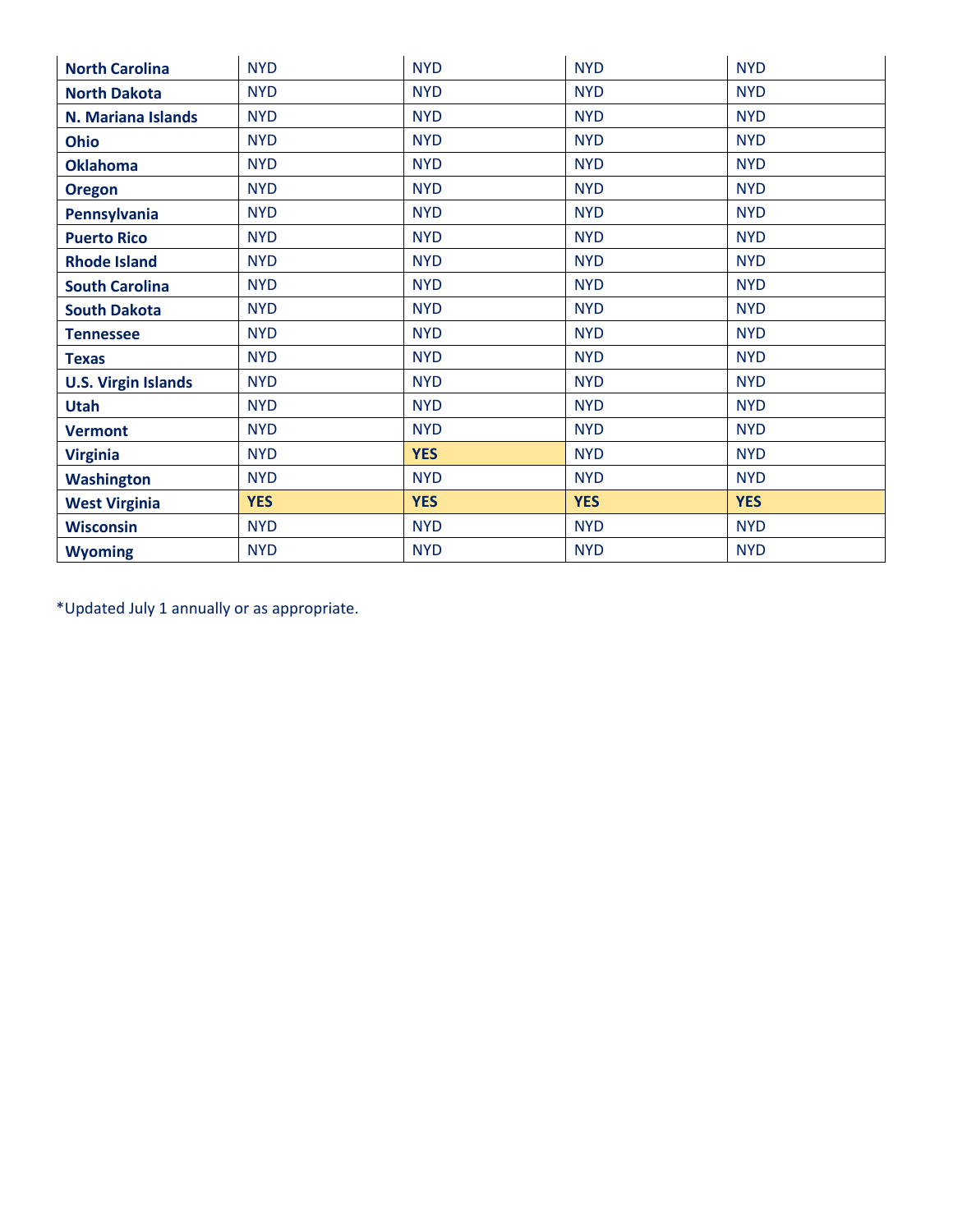| | | | | |
|---|---|---|---|---|
| **North Carolina** | NYD | NYD | NYD | NYD |
| **North Dakota** | NYD | NYD | NYD | NYD |
| **N. Mariana Islands** | NYD | NYD | NYD | NYD |
| **Ohio** | NYD | NYD | NYD | NYD |
| **Oklahoma** | NYD | NYD | NYD | NYD |
| **Oregon** | NYD | NYD | NYD | NYD |
| **Pennsylvania** | NYD | NYD | NYD | NYD |
| **Puerto Rico** | NYD | NYD | NYD | NYD |
| **Rhode Island** | NYD | NYD | NYD | NYD |
| **South Carolina** | NYD | NYD | NYD | NYD |
| **South Dakota** | NYD | NYD | NYD | NYD |
| **Tennessee** | NYD | NYD | NYD | NYD |
| **Texas** | NYD | NYD | NYD | NYD |
| **U.S. Virgin Islands** | NYD | NYD | NYD | NYD |
| **Utah** | NYD | NYD | NYD | NYD |
| **Vermont** | NYD | NYD | NYD | NYD |
| **Virginia** | NYD | **YES** | NYD | NYD |
| **Washington** | NYD | NYD | NYD | NYD |
| **West Virginia** | **YES** | **YES** | **YES** | **YES** |
| **Wisconsin** | NYD | NYD | NYD | NYD |
| **Wyoming** | NYD | NYD | NYD | NYD |

*Updated July 1 annually or as appropriate.